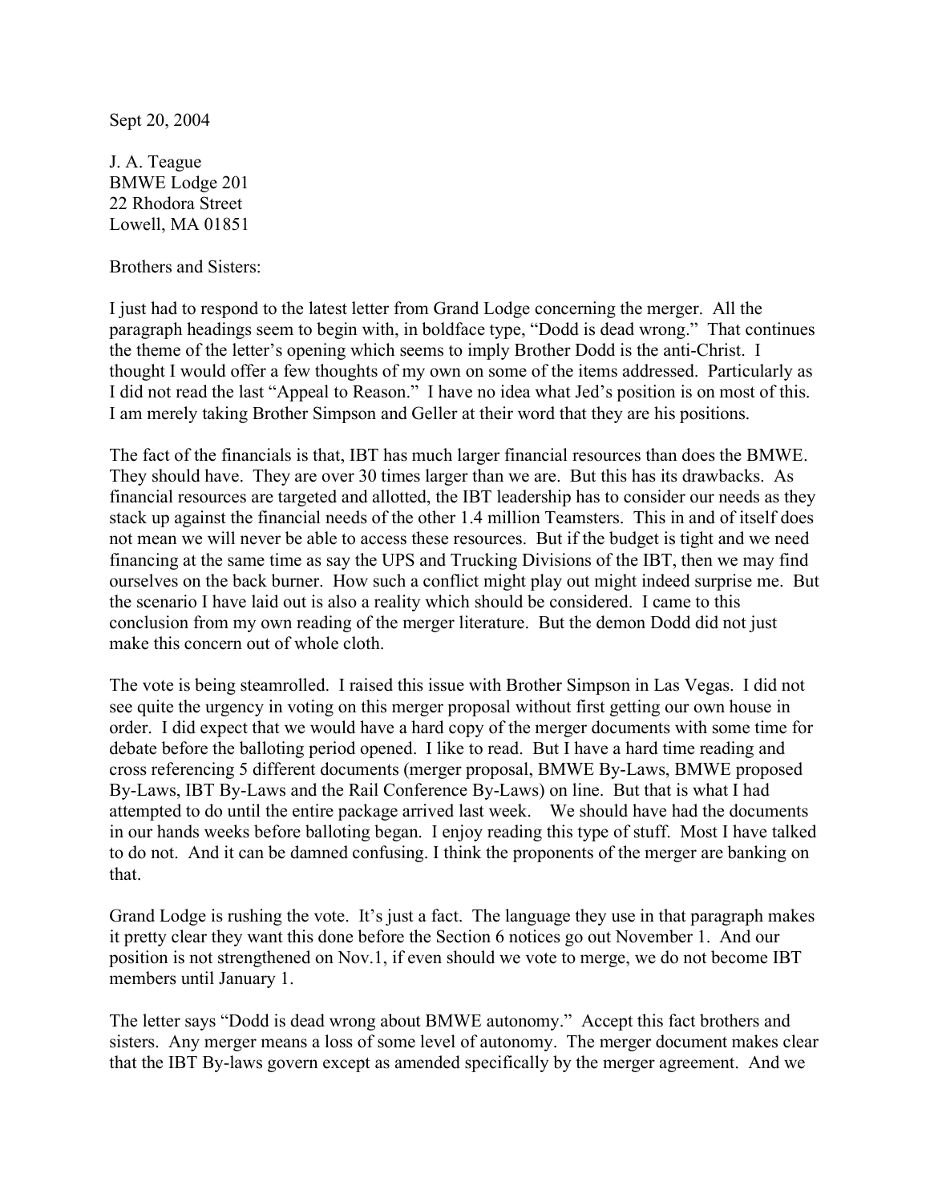Sept 20, 2004

J. A. Teague
BMWE Lodge 201
22 Rhodora Street
Lowell, MA 01851

Brothers and Sisters:

I just had to respond to the latest letter from Grand Lodge concerning the merger. All the paragraph headings seem to begin with, in boldface type, "Dodd is dead wrong." That continues the theme of the letter's opening which seems to imply Brother Dodd is the anti-Christ. I thought I would offer a few thoughts of my own on some of the items addressed. Particularly as I did not read the last "Appeal to Reason." I have no idea what Jed's position is on most of this. I am merely taking Brother Simpson and Geller at their word that they are his positions.

The fact of the financials is that, IBT has much larger financial resources than does the BMWE. They should have. They are over 30 times larger than we are. But this has its drawbacks. As financial resources are targeted and allotted, the IBT leadership has to consider our needs as they stack up against the financial needs of the other 1.4 million Teamsters. This in and of itself does not mean we will never be able to access these resources. But if the budget is tight and we need financing at the same time as say the UPS and Trucking Divisions of the IBT, then we may find ourselves on the back burner. How such a conflict might play out might indeed surprise me. But the scenario I have laid out is also a reality which should be considered. I came to this conclusion from my own reading of the merger literature. But the demon Dodd did not just make this concern out of whole cloth.

The vote is being steamrolled. I raised this issue with Brother Simpson in Las Vegas. I did not see quite the urgency in voting on this merger proposal without first getting our own house in order. I did expect that we would have a hard copy of the merger documents with some time for debate before the balloting period opened. I like to read. But I have a hard time reading and cross referencing 5 different documents (merger proposal, BMWE By-Laws, BMWE proposed By-Laws, IBT By-Laws and the Rail Conference By-Laws) on line. But that is what I had attempted to do until the entire package arrived last week. We should have had the documents in our hands weeks before balloting began. I enjoy reading this type of stuff. Most I have talked to do not. And it can be damned confusing. I think the proponents of the merger are banking on that.

Grand Lodge is rushing the vote. It's just a fact. The language they use in that paragraph makes it pretty clear they want this done before the Section 6 notices go out November 1. And our position is not strengthened on Nov.1, if even should we vote to merge, we do not become IBT members until January 1.

The letter says "Dodd is dead wrong about BMWE autonomy." Accept this fact brothers and sisters. Any merger means a loss of some level of autonomy. The merger document makes clear that the IBT By-laws govern except as amended specifically by the merger agreement. And we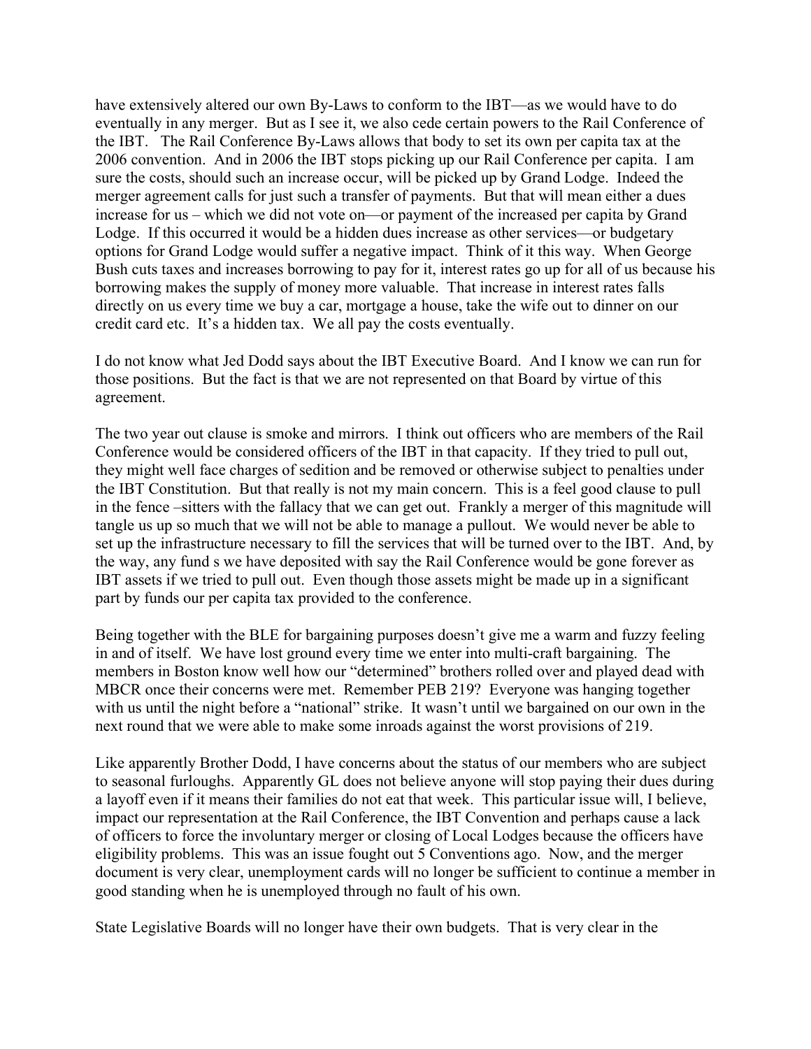have extensively altered our own By-Laws to conform to the IBT—as we would have to do eventually in any merger. But as I see it, we also cede certain powers to the Rail Conference of the IBT. The Rail Conference By-Laws allows that body to set its own per capita tax at the 2006 convention. And in 2006 the IBT stops picking up our Rail Conference per capita. I am sure the costs, should such an increase occur, will be picked up by Grand Lodge. Indeed the merger agreement calls for just such a transfer of payments. But that will mean either a dues increase for us – which we did not vote on—or payment of the increased per capita by Grand Lodge. If this occurred it would be a hidden dues increase as other services—or budgetary options for Grand Lodge would suffer a negative impact. Think of it this way. When George Bush cuts taxes and increases borrowing to pay for it, interest rates go up for all of us because his borrowing makes the supply of money more valuable. That increase in interest rates falls directly on us every time we buy a car, mortgage a house, take the wife out to dinner on our credit card etc. It's a hidden tax. We all pay the costs eventually.

I do not know what Jed Dodd says about the IBT Executive Board. And I know we can run for those positions. But the fact is that we are not represented on that Board by virtue of this agreement.

The two year out clause is smoke and mirrors. I think out officers who are members of the Rail Conference would be considered officers of the IBT in that capacity. If they tried to pull out, they might well face charges of sedition and be removed or otherwise subject to penalties under the IBT Constitution. But that really is not my main concern. This is a feel good clause to pull in the fence –sitters with the fallacy that we can get out. Frankly a merger of this magnitude will tangle us up so much that we will not be able to manage a pullout. We would never be able to set up the infrastructure necessary to fill the services that will be turned over to the IBT. And, by the way, any fund s we have deposited with say the Rail Conference would be gone forever as IBT assets if we tried to pull out. Even though those assets might be made up in a significant part by funds our per capita tax provided to the conference.

Being together with the BLE for bargaining purposes doesn't give me a warm and fuzzy feeling in and of itself. We have lost ground every time we enter into multi-craft bargaining. The members in Boston know well how our "determined" brothers rolled over and played dead with MBCR once their concerns were met. Remember PEB 219? Everyone was hanging together with us until the night before a "national" strike. It wasn't until we bargained on our own in the next round that we were able to make some inroads against the worst provisions of 219.

Like apparently Brother Dodd, I have concerns about the status of our members who are subject to seasonal furloughs. Apparently GL does not believe anyone will stop paying their dues during a layoff even if it means their families do not eat that week. This particular issue will, I believe, impact our representation at the Rail Conference, the IBT Convention and perhaps cause a lack of officers to force the involuntary merger or closing of Local Lodges because the officers have eligibility problems. This was an issue fought out 5 Conventions ago. Now, and the merger document is very clear, unemployment cards will no longer be sufficient to continue a member in good standing when he is unemployed through no fault of his own.

State Legislative Boards will no longer have their own budgets. That is very clear in the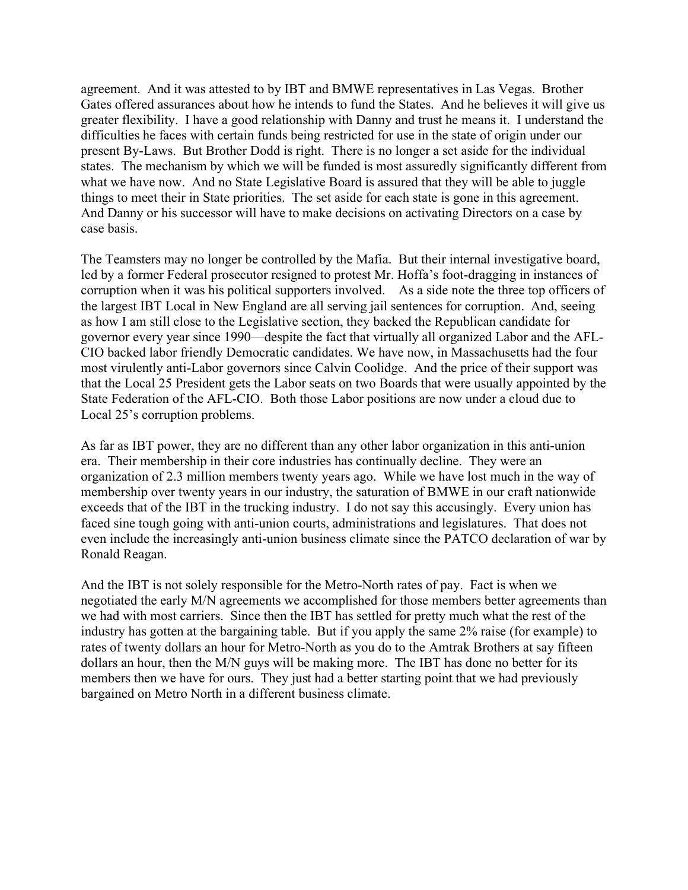agreement. And it was attested to by IBT and BMWE representatives in Las Vegas. Brother Gates offered assurances about how he intends to fund the States. And he believes it will give us greater flexibility. I have a good relationship with Danny and trust he means it. I understand the difficulties he faces with certain funds being restricted for use in the state of origin under our present By-Laws. But Brother Dodd is right. There is no longer a set aside for the individual states. The mechanism by which we will be funded is most assuredly significantly different from what we have now. And no State Legislative Board is assured that they will be able to juggle things to meet their in State priorities. The set aside for each state is gone in this agreement. And Danny or his successor will have to make decisions on activating Directors on a case by case basis.

The Teamsters may no longer be controlled by the Mafia. But their internal investigative board, led by a former Federal prosecutor resigned to protest Mr. Hoffa's foot-dragging in instances of corruption when it was his political supporters involved. As a side note the three top officers of the largest IBT Local in New England are all serving jail sentences for corruption. And, seeing as how I am still close to the Legislative section, they backed the Republican candidate for governor every year since 1990—despite the fact that virtually all organized Labor and the AFL-CIO backed labor friendly Democratic candidates. We have now, in Massachusetts had the four most virulently anti-Labor governors since Calvin Coolidge. And the price of their support was that the Local 25 President gets the Labor seats on two Boards that were usually appointed by the State Federation of the AFL-CIO. Both those Labor positions are now under a cloud due to Local 25's corruption problems.

As far as IBT power, they are no different than any other labor organization in this anti-union era. Their membership in their core industries has continually decline. They were an organization of 2.3 million members twenty years ago. While we have lost much in the way of membership over twenty years in our industry, the saturation of BMWE in our craft nationwide exceeds that of the IBT in the trucking industry. I do not say this accusingly. Every union has faced sine tough going with anti-union courts, administrations and legislatures. That does not even include the increasingly anti-union business climate since the PATCO declaration of war by Ronald Reagan.

And the IBT is not solely responsible for the Metro-North rates of pay. Fact is when we negotiated the early M/N agreements we accomplished for those members better agreements than we had with most carriers. Since then the IBT has settled for pretty much what the rest of the industry has gotten at the bargaining table. But if you apply the same 2% raise (for example) to rates of twenty dollars an hour for Metro-North as you do to the Amtrak Brothers at say fifteen dollars an hour, then the M/N guys will be making more. The IBT has done no better for its members then we have for ours. They just had a better starting point that we had previously bargained on Metro North in a different business climate.